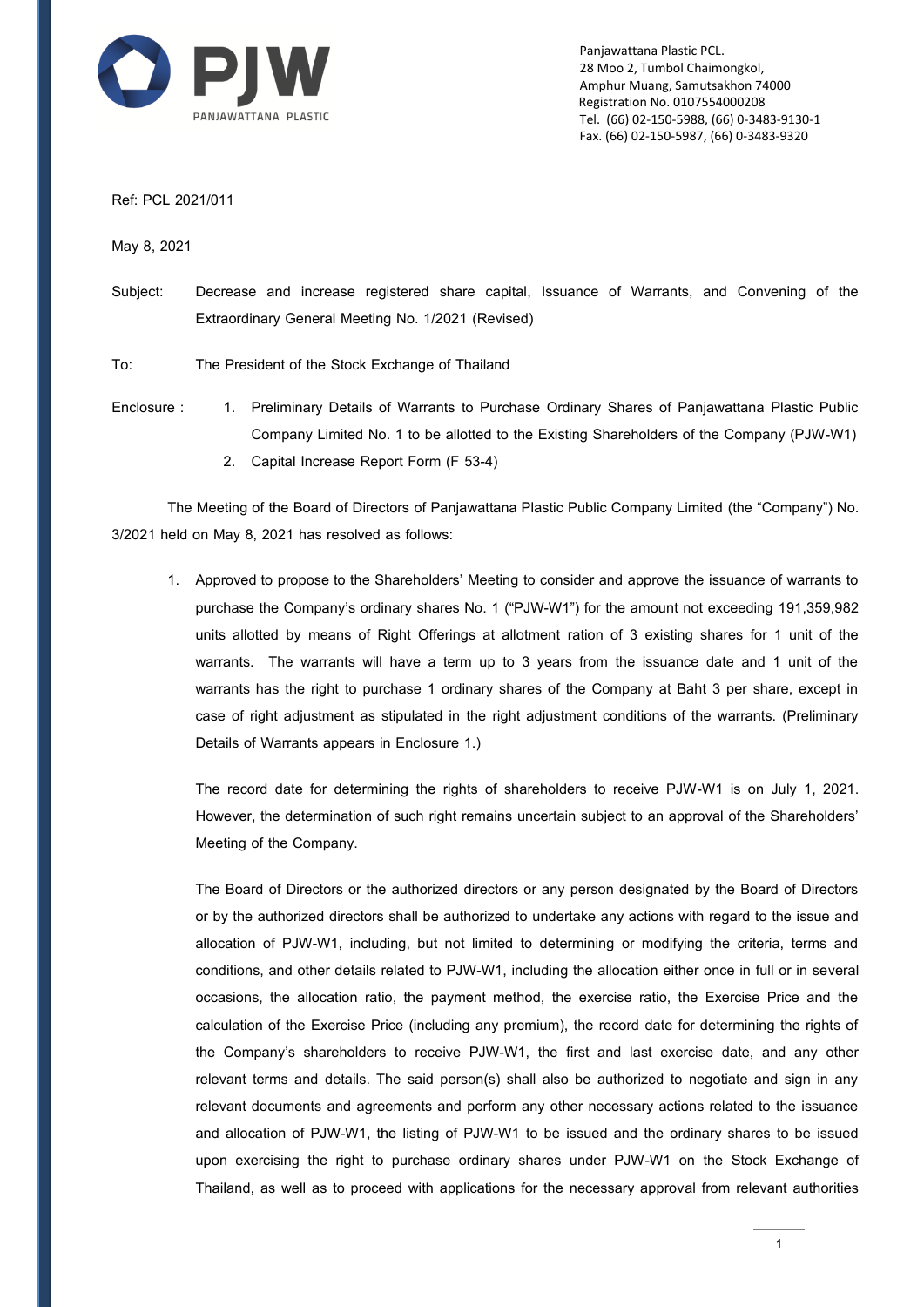PJW
PANJAWATTANA PLASTIC

Panjawattana Plastic PCL.
28 Moo 2, Tumbol Chaimongkol,
Amphur Muang, Samutsakhon 74000
Registration No. 0107554000208
Tel. (66) 02-150-5988, (66) 0-3483-9130-1
Fax. (66) 02-150-5987, (66) 0-3483-9320

Ref: PCL 2021/011

May 8, 2021

Subject: Decrease and increase registered share capital, Issuance of Warrants, and Convening of the Extraordinary General Meeting No. 1/2021 (Revised)

To: The President of the Stock Exchange of Thailand

Enclosure :
1. Preliminary Details of Warrants to Purchase Ordinary Shares of Panjawattana Plastic Public Company Limited No. 1 to be allotted to the Existing Shareholders of the Company (PJW-W1)
2. Capital Increase Report Form (F 53-4)

The Meeting of the Board of Directors of Panjawattana Plastic Public Company Limited (the "Company") No. 3/2021 held on May 8, 2021 has resolved as follows:

1. Approved to propose to the Shareholders' Meeting to consider and approve the issuance of warrants to purchase the Company's ordinary shares No. 1 ("PJW-W1") for the amount not exceeding 191,359,982 units allotted by means of Right Offerings at allotment ration of 3 existing shares for 1 unit of the warrants. The warrants will have a term up to 3 years from the issuance date and 1 unit of the warrants has the right to purchase 1 ordinary shares of the Company at Baht 3 per share, except in case of right adjustment as stipulated in the right adjustment conditions of the warrants. (Preliminary Details of Warrants appears in Enclosure 1.)

   The record date for determining the rights of shareholders to receive PJW-W1 is on July 1, 2021. However, the determination of such right remains uncertain subject to an approval of the Shareholders' Meeting of the Company.

   The Board of Directors or the authorized directors or any person designated by the Board of Directors or by the authorized directors shall be authorized to undertake any actions with regard to the issue and allocation of PJW-W1, including, but not limited to determining or modifying the criteria, terms and conditions, and other details related to PJW-W1, including the allocation either once in full or in several occasions, the allocation ratio, the payment method, the exercise ratio, the Exercise Price and the calculation of the Exercise Price (including any premium), the record date for determining the rights of the Company's shareholders to receive PJW-W1, the first and last exercise date, and any other relevant terms and details. The said person(s) shall also be authorized to negotiate and sign in any relevant documents and agreements and perform any other necessary actions related to the issuance and allocation of PJW-W1, the listing of PJW-W1 to be issued and the ordinary shares to be issued upon exercising the right to purchase ordinary shares under PJW-W1 on the Stock Exchange of Thailand, as well as to proceed with applications for the necessary approval from relevant authorities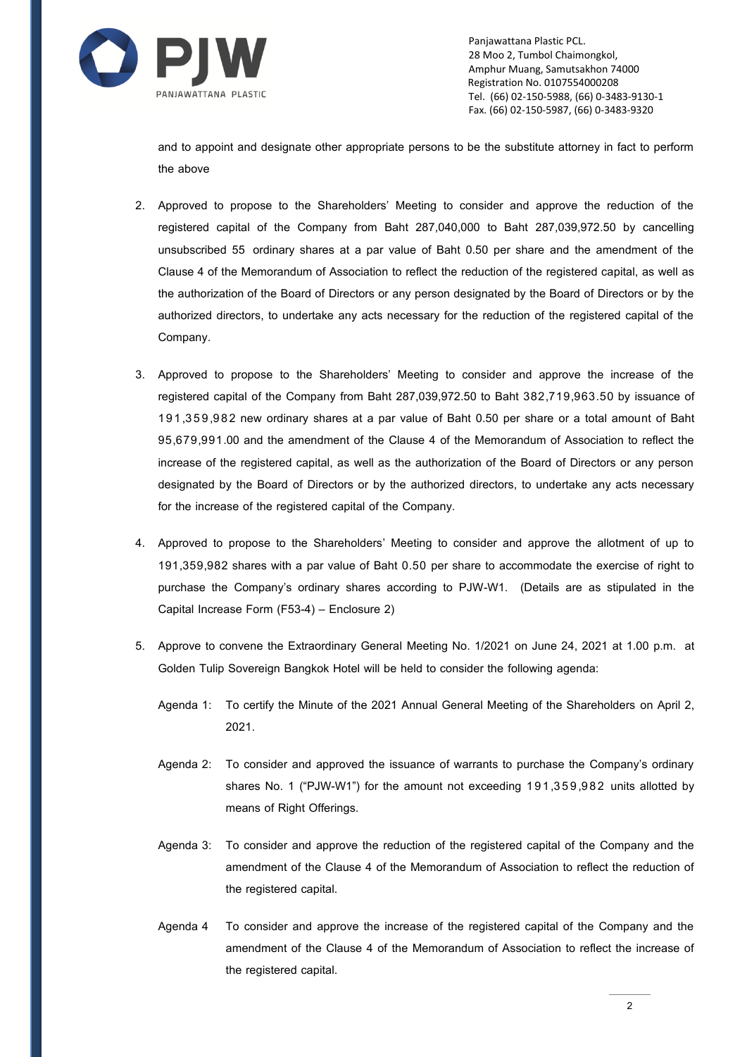and to appoint and designate other appropriate persons to be the substitute attorney in fact to perform the above

2. Approved to propose to the Shareholders' Meeting to consider and approve the reduction of the registered capital of the Company from Baht 287,040,000 to Baht 287,039,972.50 by cancelling unsubscribed 55 ordinary shares at a par value of Baht 0.50 per share and the amendment of the Clause 4 of the Memorandum of Association to reflect the reduction of the registered capital, as well as the authorization of the Board of Directors or any person designated by the Board of Directors or by the authorized directors, to undertake any acts necessary for the reduction of the registered capital of the Company.

3. Approved to propose to the Shareholders' Meeting to consider and approve the increase of the registered capital of the Company from Baht 287,039,972.50 to Baht 382,719,963.50 by issuance of 191,359,982 new ordinary shares at a par value of Baht 0.50 per share or a total amount of Baht 95,679,991.00 and the amendment of the Clause 4 of the Memorandum of Association to reflect the increase of the registered capital, as well as the authorization of the Board of Directors or any person designated by the Board of Directors or by the authorized directors, to undertake any acts necessary for the increase of the registered capital of the Company.

4. Approved to propose to the Shareholders' Meeting to consider and approve the allotment of up to 191,359,982 shares with a par value of Baht 0.50 per share to accommodate the exercise of right to purchase the Company's ordinary shares according to PJW-W1. (Details are as stipulated in the Capital Increase Form (F53-4) – Enclosure 2)

5. Approve to convene the Extraordinary General Meeting No. 1/2021 on June 24, 2021 at 1.00 p.m. at Golden Tulip Sovereign Bangkok Hotel will be held to consider the following agenda:

   Agenda 1: To certify the Minute of the 2021 Annual General Meeting of the Shareholders on April 2, 2021.

   Agenda 2: To consider and approved the issuance of warrants to purchase the Company's ordinary shares No. 1 ("PJW-W1") for the amount not exceeding 191,359,982 units allotted by means of Right Offerings.

   Agenda 3: To consider and approve the reduction of the registered capital of the Company and the amendment of the Clause 4 of the Memorandum of Association to reflect the reduction of the registered capital.

   Agenda 4 To consider and approve the increase of the registered capital of the Company and the amendment of the Clause 4 of the Memorandum of Association to reflect the increase of the registered capital.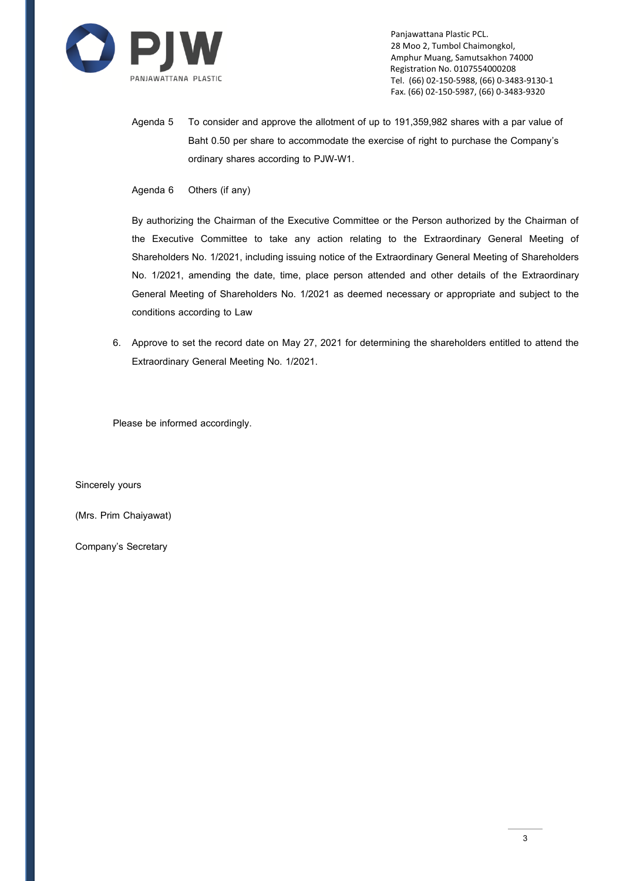Agenda 5 To consider and approve the allotment of up to 191,359,982 shares with a par value of Baht 0.50 per share to accommodate the exercise of right to purchase the Company's ordinary shares according to PJW-W1.

Agenda 6 Others (if any)

By authorizing the Chairman of the Executive Committee or the Person authorized by the Chairman of the Executive Committee to take any action relating to the Extraordinary General Meeting of Shareholders No. 1/2021, including issuing notice of the Extraordinary General Meeting of Shareholders No. 1/2021, amending the date, time, place person attended and other details of the Extraordinary General Meeting of Shareholders No. 1/2021 as deemed necessary or appropriate and subject to the conditions according to Law

6. Approve to set the record date on May 27, 2021 for determining the shareholders entitled to attend the Extraordinary General Meeting No. 1/2021.

Please be informed accordingly.

Sincerely yours

(Mrs. Prim Chaiyawat)

Company's Secretary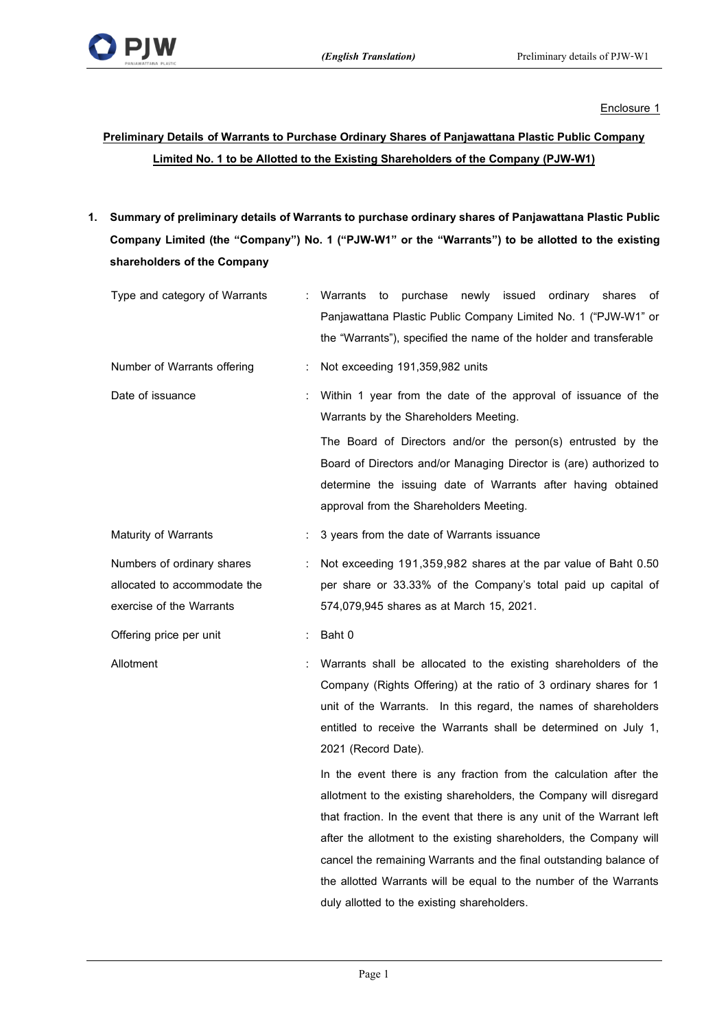Enclosure 1

**Preliminary Details of Warrants to Purchase Ordinary Shares of Panjawattana Plastic Public Company Limited No. 1 to be Allotted to the Existing Shareholders of the Company (PJW-W1)**

**1. Summary of preliminary details of Warrants to purchase ordinary shares of Panjawattana Plastic Public Company Limited (the "Company") No. 1 ("PJW-W1" or the "Warrants") to be allotted to the existing shareholders of the Company**

| | | |
|---|---|---|
| Type and category of Warrants | : | Warrants to purchase newly issued ordinary shares of Panjawattana Plastic Public Company Limited No. 1 ("PJW-W1" or the "Warrants"), specified the name of the holder and transferable |
| Number of Warrants offering | : | Not exceeding 191,359,982 units |
| Date of issuance | : | Within 1 year from the date of the approval of issuance of the Warrants by the Shareholders Meeting.<br>The Board of Directors and/or the person(s) entrusted by the Board of Directors and/or Managing Director is (are) authorized to determine the issuing date of Warrants after having obtained approval from the Shareholders Meeting. |
| Maturity of Warrants | : | 3 years from the date of Warrants issuance |
| Numbers of ordinary shares allocated to accommodate the exercise of the Warrants | : | Not exceeding 191,359,982 shares at the par value of Baht 0.50 per share or 33.33% of the Company's total paid up capital of 574,079,945 shares as at March 15, 2021. |
| Offering price per unit | : | Baht 0 |
| Allotment | : | Warrants shall be allocated to the existing shareholders of the Company (Rights Offering) at the ratio of 3 ordinary shares for 1 unit of the Warrants. In this regard, the names of shareholders entitled to receive the Warrants shall be determined on July 1, 2021 (Record Date).<br>In the event there is any fraction from the calculation after the allotment to the existing shareholders, the Company will disregard that fraction. In the event that there is any unit of the Warrant left after the allotment to the existing shareholders, the Company will cancel the remaining Warrants and the final outstanding balance of the allotted Warrants will be equal to the number of the Warrants duly allotted to the existing shareholders. |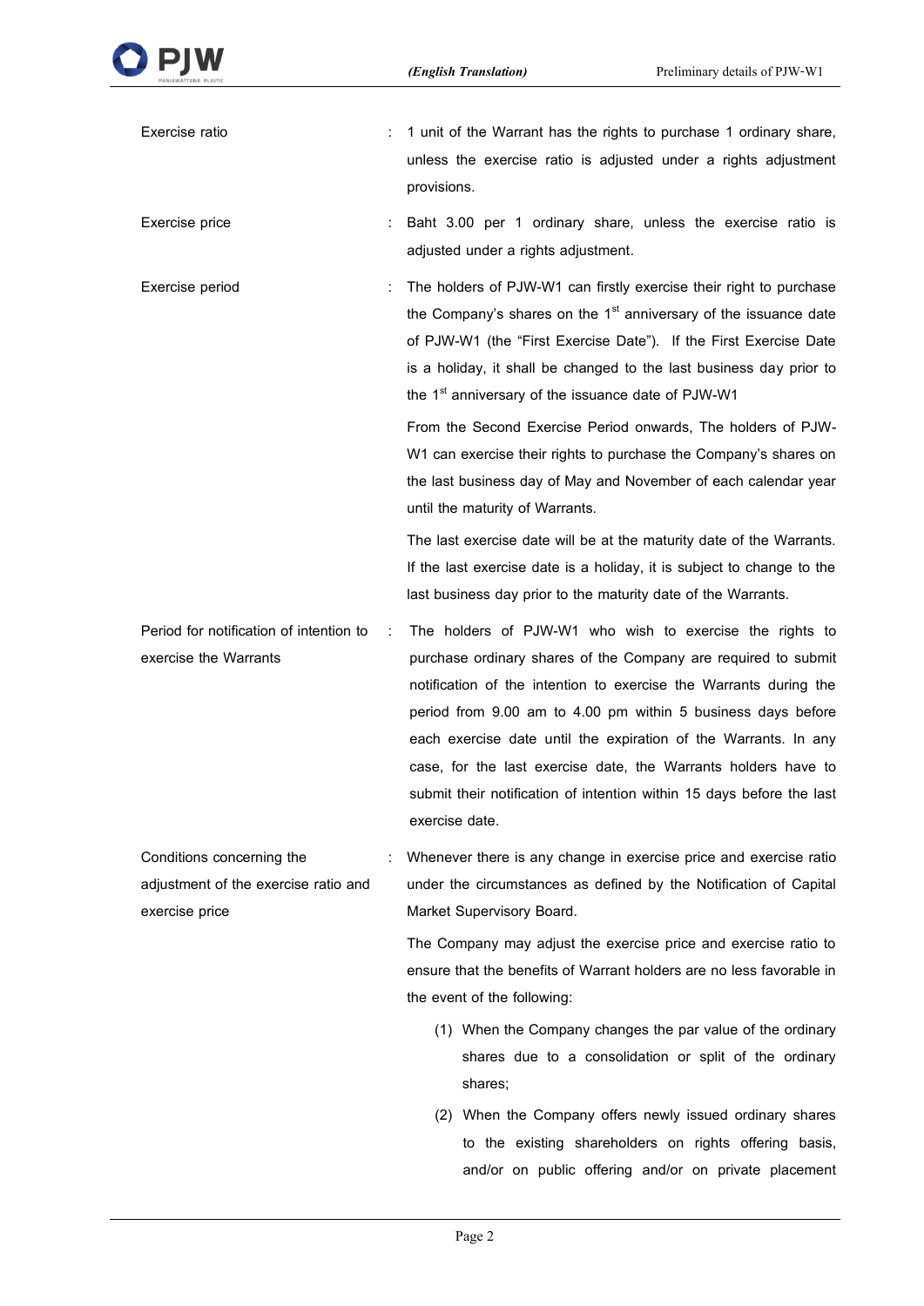| | | |
|---|---|---|
| Exercise ratio | : | 1 unit of the Warrant has the rights to purchase 1 ordinary share, unless the exercise ratio is adjusted under a rights adjustment provisions. |
| Exercise price | : | Baht 3.00 per 1 ordinary share, unless the exercise ratio is adjusted under a rights adjustment. |
| Exercise period | : | The holders of PJW-W1 can firstly exercise their right to purchase the Company's shares on the 1st anniversary of the issuance date of PJW-W1 (the "First Exercise Date"). If the First Exercise Date is a holiday, it shall be changed to the last business day prior to the 1st anniversary of the issuance date of PJW-W1<br><br>From the Second Exercise Period onwards, The holders of PJW-W1 can exercise their rights to purchase the Company's shares on the last business day of May and November of each calendar year until the maturity of Warrants.<br><br>The last exercise date will be at the maturity date of the Warrants. If the last exercise date is a holiday, it is subject to change to the last business day prior to the maturity date of the Warrants. |
| Period for notification of intention to exercise the Warrants | : | The holders of PJW-W1 who wish to exercise the rights to purchase ordinary shares of the Company are required to submit notification of the intention to exercise the Warrants during the period from 9.00 am to 4.00 pm within 5 business days before each exercise date until the expiration of the Warrants. In any case, for the last exercise date, the Warrants holders have to submit their notification of intention within 15 days before the last exercise date. |
| Conditions concerning the adjustment of the exercise ratio and exercise price | : | Whenever there is any change in exercise price and exercise ratio under the circumstances as defined by the Notification of Capital Market Supervisory Board.<br><br>The Company may adjust the exercise price and exercise ratio to ensure that the benefits of Warrant holders are no less favorable in the event of the following:<br><br>(1) When the Company changes the par value of the ordinary shares due to a consolidation or split of the ordinary shares;<br><br>(2) When the Company offers newly issued ordinary shares to the existing shareholders on rights offering basis, and/or on public offering and/or on private placement |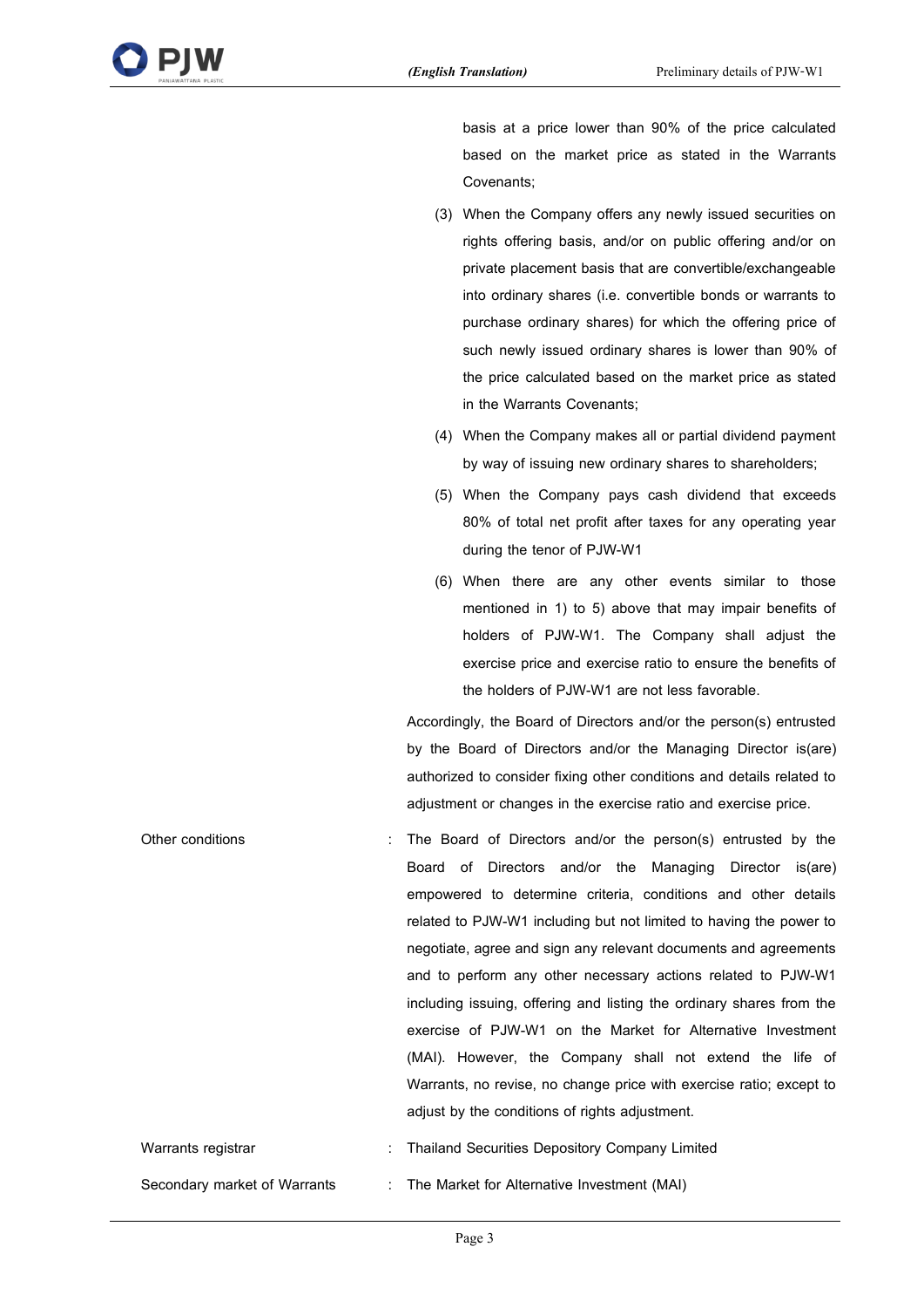basis at a price lower than 90% of the price calculated based on the market price as stated in the Warrants Covenants;

(3) When the Company offers any newly issued securities on rights offering basis, and/or on public offering and/or on private placement basis that are convertible/exchangeable into ordinary shares (i.e. convertible bonds or warrants to purchase ordinary shares) for which the offering price of such newly issued ordinary shares is lower than 90% of the price calculated based on the market price as stated in the Warrants Covenants;

(4) When the Company makes all or partial dividend payment by way of issuing new ordinary shares to shareholders;

(5) When the Company pays cash dividend that exceeds 80% of total net profit after taxes for any operating year during the tenor of PJW-W1

(6) When there are any other events similar to those mentioned in 1) to 5) above that may impair benefits of holders of PJW-W1. The Company shall adjust the exercise price and exercise ratio to ensure the benefits of the holders of PJW-W1 are not less favorable.

Accordingly, the Board of Directors and/or the person(s) entrusted by the Board of Directors and/or the Managing Director is(are) authorized to consider fixing other conditions and details related to adjustment or changes in the exercise ratio and exercise price.

| | | |
|---|---|---|
| Other conditions | : | The Board of Directors and/or the person(s) entrusted by the Board of Directors and/or the Managing Director is(are) empowered to determine criteria, conditions and other details related to PJW-W1 including but not limited to having the power to negotiate, agree and sign any relevant documents and agreements and to perform any other necessary actions related to PJW-W1 including issuing, offering and listing the ordinary shares from the exercise of PJW-W1 on the Market for Alternative Investment (MAI). However, the Company shall not extend the life of Warrants, no revise, no change price with exercise ratio; except to adjust by the conditions of rights adjustment. |
| Warrants registrar | : | Thailand Securities Depository Company Limited |
| Secondary market of Warrants | : | The Market for Alternative Investment (MAI) |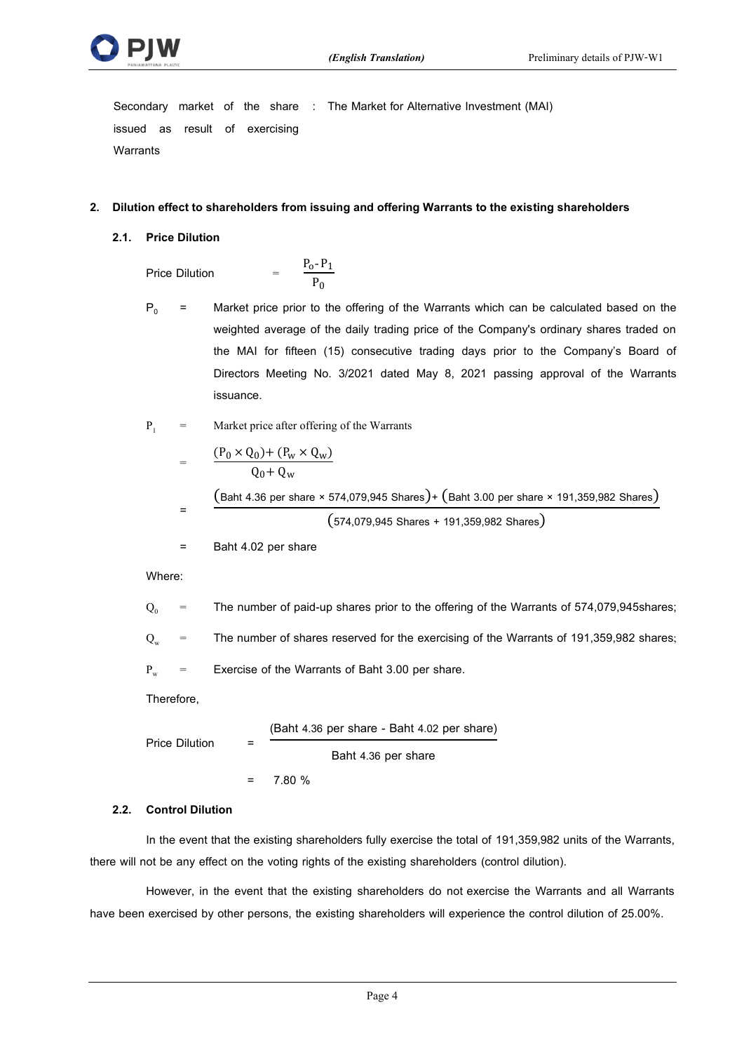Secondary market of the share issued as result of exercising Warrants : The Market for Alternative Investment (MAI)

**2. Dilution effect to shareholders from issuing and offering Warrants to the existing shareholders**

**2.1. Price Dilution**

$$\text{Price Dilution} = \frac{P_0 - P_1}{P_0}$$

$P_0$ = Market price prior to the offering of the Warrants which can be calculated based on the weighted average of the daily trading price of the Company's ordinary shares traded on the MAI for fifteen (15) consecutive trading days prior to the Company's Board of Directors Meeting No. 3/2021 dated May 8, 2021 passing approval of the Warrants issuance.

$P_1$ = Market price after offering of the Warrants

$$= \frac{(P_0 \times Q_0) + (P_w \times Q_w)}{Q_0 + Q_w}$$

$$= \frac{(\text{Baht 4.36 per share} \times \text{574,079,945 Shares}) + (\text{Baht 3.00 per share} \times \text{191,359,982 Shares})}{(\text{574,079,945 Shares} + \text{191,359,982 Shares})}$$

= Baht 4.02 per share

Where:

$Q_0$ = The number of paid-up shares prior to the offering of the Warrants of 574,079,945shares;

$Q_w$ = The number of shares reserved for the exercising of the Warrants of 191,359,982 shares;

$P_w$ = Exercise of the Warrants of Baht 3.00 per share.

Therefore,

$$\text{Price Dilution} = \frac{(\text{Baht 4.36 per share} - \text{Baht 4.02 per share})}{\text{Baht 4.36 per share}}$$

= 7.80 %

**2.2. Control Dilution**

In the event that the existing shareholders fully exercise the total of 191,359,982 units of the Warrants, there will not be any effect on the voting rights of the existing shareholders (control dilution).

However, in the event that the existing shareholders do not exercise the Warrants and all Warrants have been exercised by other persons, the existing shareholders will experience the control dilution of 25.00%.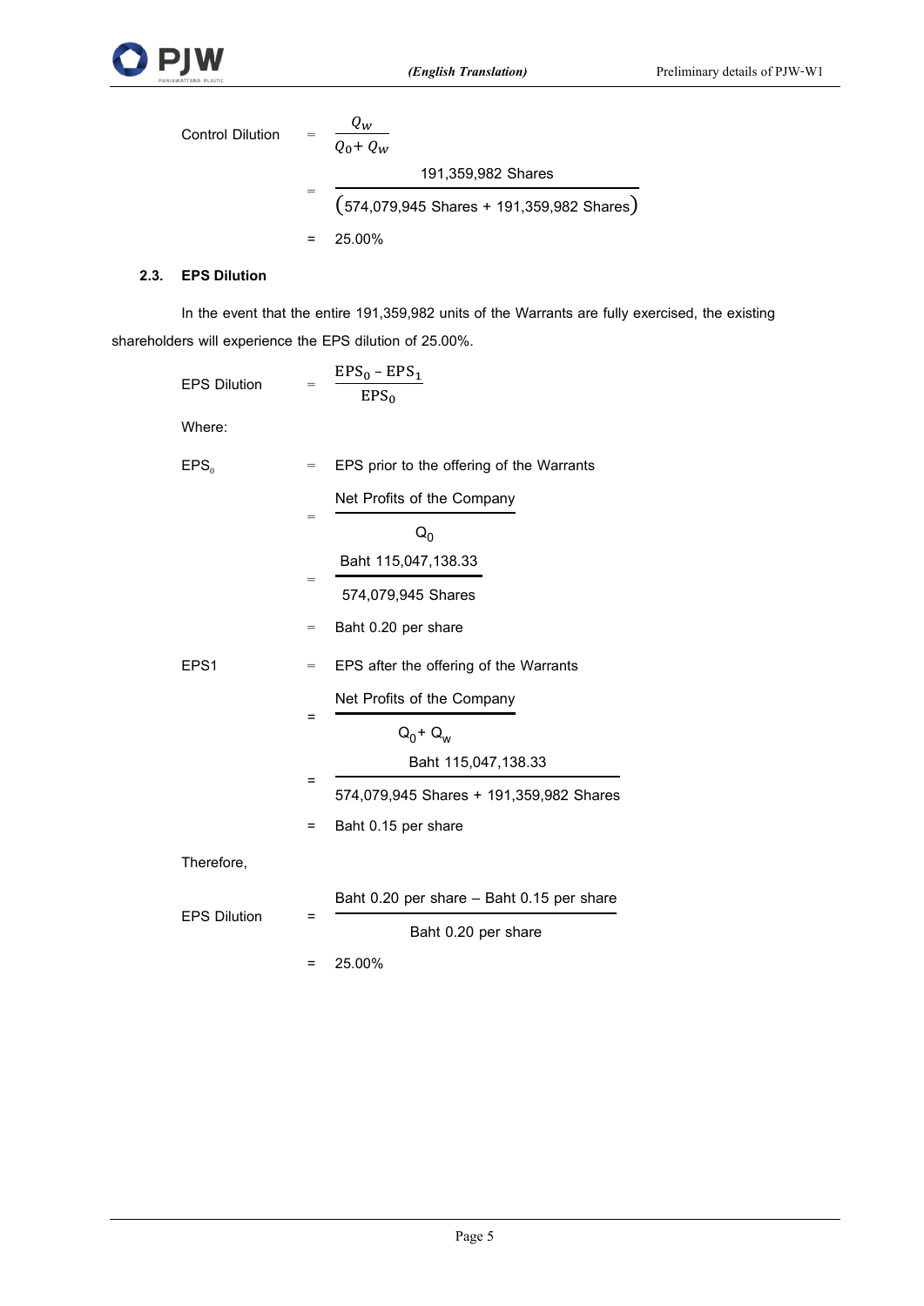Control Dilution $= \dfrac{Q_w}{Q_0 + Q_w}$

$= \dfrac{191{,}359{,}982 \text{ Shares}}{(574{,}079{,}945 \text{ Shares} + 191{,}359{,}982 \text{ Shares})}$

$=$ 25.00%

### 2.3. EPS Dilution

In the event that the entire 191,359,982 units of the Warrants are fully exercised, the existing shareholders will experience the EPS dilution of 25.00%.

EPS Dilution $= \dfrac{EPS_0 - EPS_1}{EPS_0}$

Where:

$EPS_0$ = EPS prior to the offering of the Warrants

$= \dfrac{\text{Net Profits of the Company}}{Q_0}$

$= \dfrac{\text{Baht } 115{,}047{,}138.33}{574{,}079{,}945 \text{ Shares}}$

= Baht 0.20 per share

EPS1 = EPS after the offering of the Warrants

$= \dfrac{\text{Net Profits of the Company}}{Q_0 + Q_w}$

$= \dfrac{\text{Baht } 115{,}047{,}138.33}{574{,}079{,}945 \text{ Shares} + 191{,}359{,}982 \text{ Shares}}$

= Baht 0.15 per share

Therefore,

EPS Dilution $= \dfrac{\text{Baht 0.20 per share} - \text{Baht 0.15 per share}}{\text{Baht 0.20 per share}}$

= 25.00%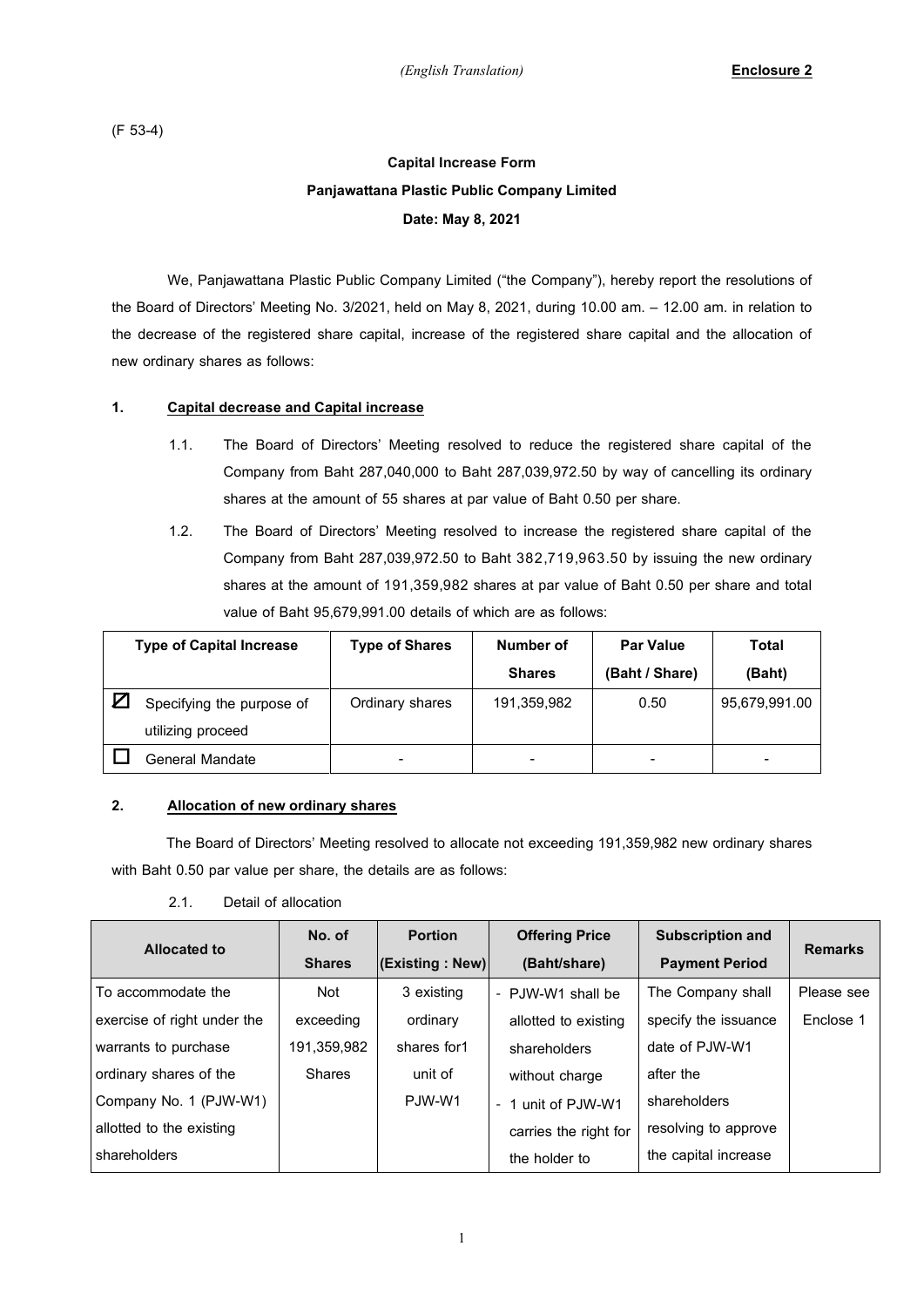*(English Translation)* **Enclosure 2**

(F 53-4)

**Capital Increase Form**

**Panjawattana Plastic Public Company Limited**

**Date: May 8, 2021**

We, Panjawattana Plastic Public Company Limited ("the Company"), hereby report the resolutions of the Board of Directors' Meeting No. 3/2021, held on May 8, 2021, during 10.00 am. – 12.00 am. in relation to the decrease of the registered share capital, increase of the registered share capital and the allocation of new ordinary shares as follows:

## 1. Capital decrease and Capital increase

1.1. The Board of Directors' Meeting resolved to reduce the registered share capital of the Company from Baht 287,040,000 to Baht 287,039,972.50 by way of cancelling its ordinary shares at the amount of 55 shares at par value of Baht 0.50 per share.

1.2. The Board of Directors' Meeting resolved to increase the registered share capital of the Company from Baht 287,039,972.50 to Baht 382,719,963.50 by issuing the new ordinary shares at the amount of 191,359,982 shares at par value of Baht 0.50 per share and total value of Baht 95,679,991.00 details of which are as follows:

| Type of Capital Increase | Type of Shares | Number of Shares | Par Value (Baht / Share) | Total (Baht) |
|---|---|---|---|---|
| ☑ Specifying the purpose of utilizing proceed | Ordinary shares | 191,359,982 | 0.50 | 95,679,991.00 |
| ☐ General Mandate | - | - | - | - |

## 2. Allocation of new ordinary shares

The Board of Directors' Meeting resolved to allocate not exceeding 191,359,982 new ordinary shares with Baht 0.50 par value per share, the details are as follows:

2.1. Detail of allocation

| Allocated to | No. of Shares | Portion (Existing : New) | Offering Price (Baht/share) | Subscription and Payment Period | Remarks |
|---|---|---|---|---|---|
| To accommodate the exercise of right under the warrants to purchase ordinary shares of the Company No. 1 (PJW-W1) allotted to the existing shareholders | Not exceeding 191,359,982 Shares | 3 existing ordinary shares for1 unit of PJW-W1 | - PJW-W1 shall be allotted to existing shareholders without charge<br>- 1 unit of PJW-W1 carries the right for the holder to | The Company shall specify the issuance date of PJW-W1 after the shareholders resolving to approve the capital increase | Please see Enclose 1 |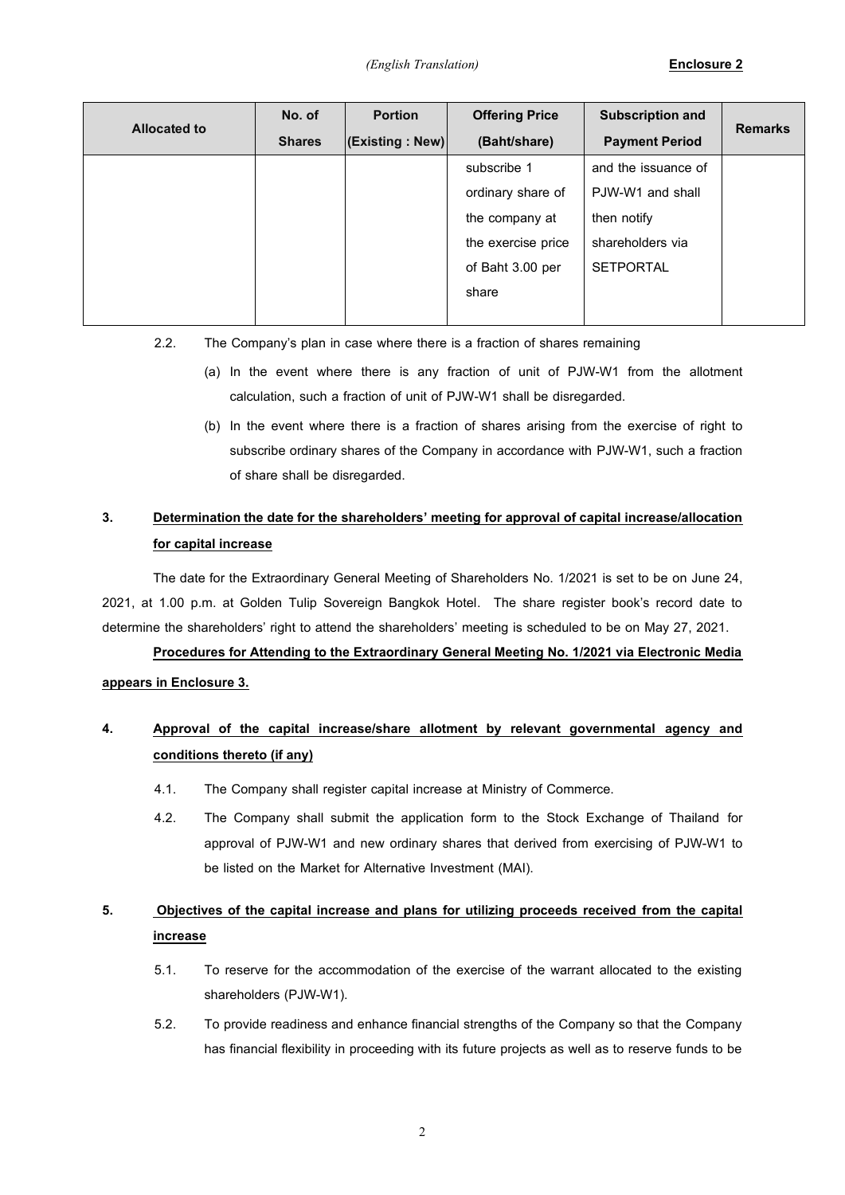*(English Translation)* **Enclosure 2**

| Allocated to | No. of Shares | Portion (Existing : New) | Offering Price (Baht/share) | Subscription and Payment Period | Remarks |
|---|---|---|---|---|---|
| | | | subscribe 1 ordinary share of the company at the exercise price of Baht 3.00 per share | and the issuance of PJW-W1 and shall then notify shareholders via SETPORTAL | |

2.2. The Company's plan in case where there is a fraction of shares remaining

(a) In the event where there is any fraction of unit of PJW-W1 from the allotment calculation, such a fraction of unit of PJW-W1 shall be disregarded.

(b) In the event where there is a fraction of shares arising from the exercise of right to subscribe ordinary shares of the Company in accordance with PJW-W1, such a fraction of share shall be disregarded.

**3. Determination the date for the shareholders' meeting for approval of capital increase/allocation for capital increase**

The date for the Extraordinary General Meeting of Shareholders No. 1/2021 is set to be on June 24, 2021, at 1.00 p.m. at Golden Tulip Sovereign Bangkok Hotel. The share register book's record date to determine the shareholders' right to attend the shareholders' meeting is scheduled to be on May 27, 2021.

**Procedures for Attending to the Extraordinary General Meeting No. 1/2021 via Electronic Media appears in Enclosure 3.**

**4. Approval of the capital increase/share allotment by relevant governmental agency and conditions thereto (if any)**

4.1. The Company shall register capital increase at Ministry of Commerce.

4.2. The Company shall submit the application form to the Stock Exchange of Thailand for approval of PJW-W1 and new ordinary shares that derived from exercising of PJW-W1 to be listed on the Market for Alternative Investment (MAI).

**5. Objectives of the capital increase and plans for utilizing proceeds received from the capital increase**

5.1. To reserve for the accommodation of the exercise of the warrant allocated to the existing shareholders (PJW-W1).

5.2. To provide readiness and enhance financial strengths of the Company so that the Company has financial flexibility in proceeding with its future projects as well as to reserve funds to be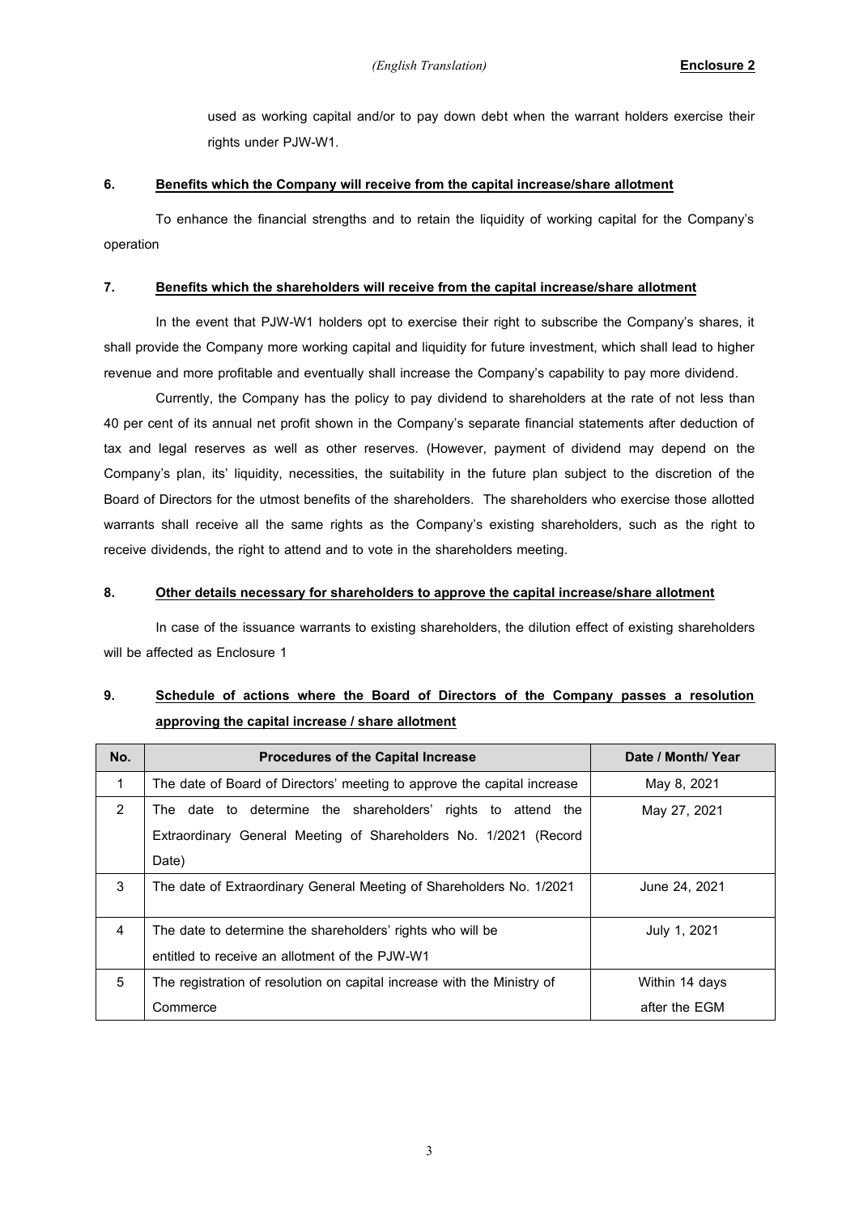used as working capital and/or to pay down debt when the warrant holders exercise their rights under PJW-W1.

## 6. Benefits which the Company will receive from the capital increase/share allotment

To enhance the financial strengths and to retain the liquidity of working capital for the Company's operation

## 7. Benefits which the shareholders will receive from the capital increase/share allotment

In the event that PJW-W1 holders opt to exercise their right to subscribe the Company's shares, it shall provide the Company more working capital and liquidity for future investment, which shall lead to higher revenue and more profitable and eventually shall increase the Company's capability to pay more dividend.

Currently, the Company has the policy to pay dividend to shareholders at the rate of not less than 40 per cent of its annual net profit shown in the Company's separate financial statements after deduction of tax and legal reserves as well as other reserves. (However, payment of dividend may depend on the Company's plan, its' liquidity, necessities, the suitability in the future plan subject to the discretion of the Board of Directors for the utmost benefits of the shareholders. The shareholders who exercise those allotted warrants shall receive all the same rights as the Company's existing shareholders, such as the right to receive dividends, the right to attend and to vote in the shareholders meeting.

## 8. Other details necessary for shareholders to approve the capital increase/share allotment

In case of the issuance warrants to existing shareholders, the dilution effect of existing shareholders will be affected as Enclosure 1

## 9. Schedule of actions where the Board of Directors of the Company passes a resolution approving the capital increase / share allotment

| No. | Procedures of the Capital Increase | Date / Month/ Year |
|---|---|---|
| 1 | The date of Board of Directors' meeting to approve the capital increase | May 8, 2021 |
| 2 | The date to determine the shareholders' rights to attend the Extraordinary General Meeting of Shareholders No. 1/2021 (Record Date) | May 27, 2021 |
| 3 | The date of Extraordinary General Meeting of Shareholders No. 1/2021 | June 24, 2021 |
| 4 | The date to determine the shareholders' rights who will be entitled to receive an allotment of the PJW-W1 | July 1, 2021 |
| 5 | The registration of resolution on capital increase with the Ministry of Commerce | Within 14 days after the EGM |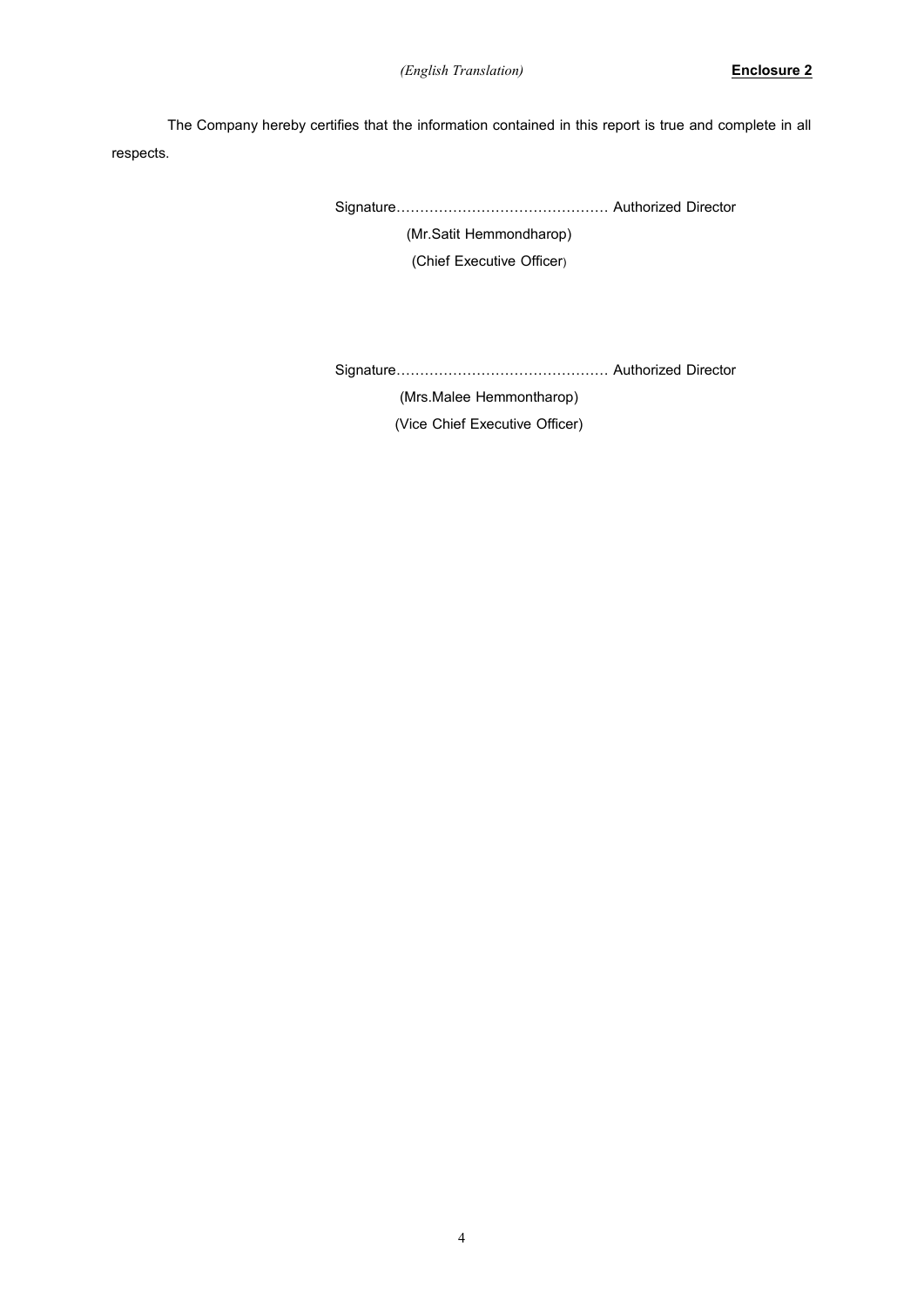*(English Translation)* **Enclosure 2**

The Company hereby certifies that the information contained in this report is true and complete in all respects.

Signature……………………………………… Authorized Director
(Mr.Satit Hemmondharop)
(Chief Executive Officer)

Signature……………………………………… Authorized Director
(Mrs.Malee Hemmontharop)
(Vice Chief Executive Officer)